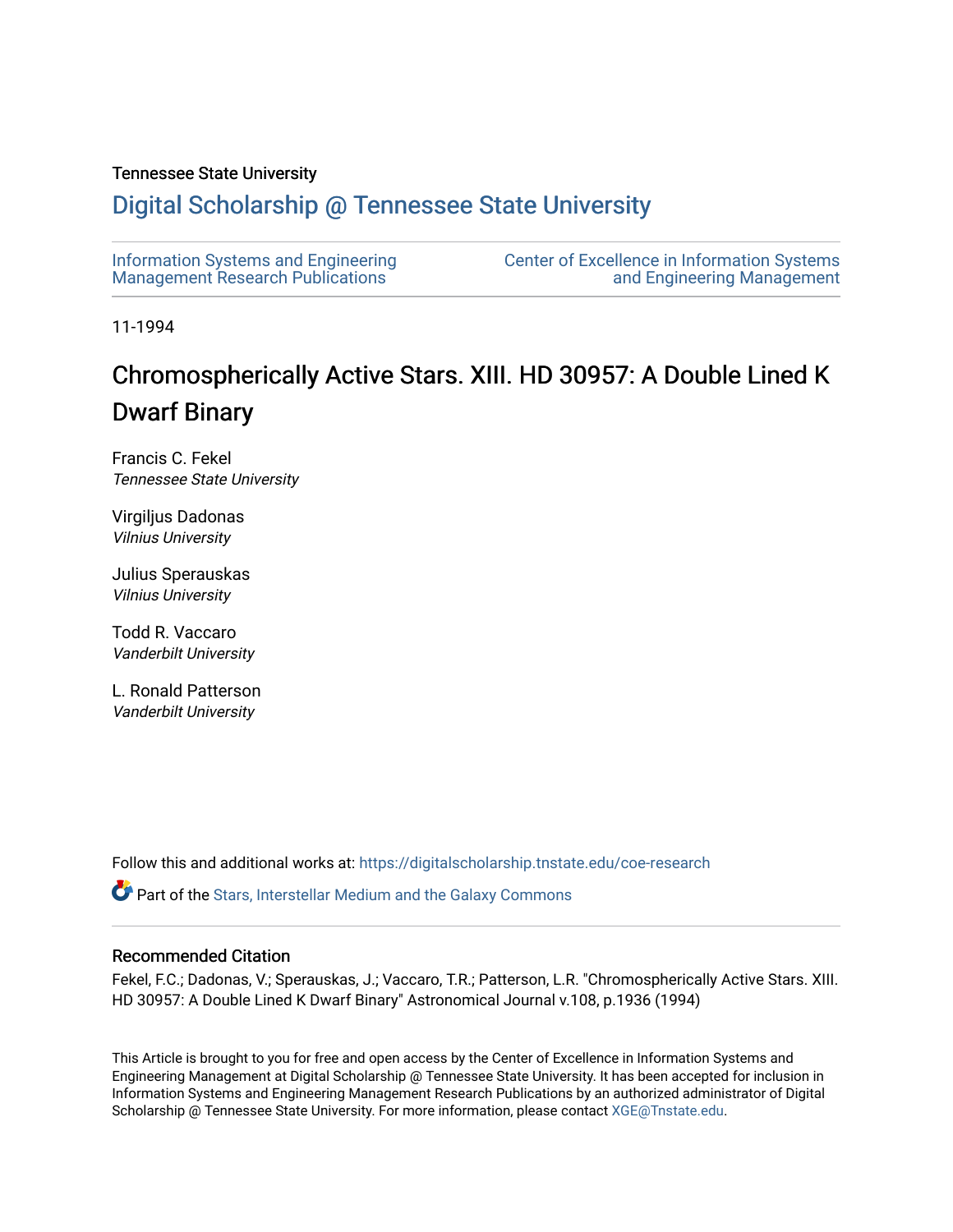Tennessee State University

# Digital Scholarship @ Tennessee State University

Information Systems and Engineering Management Research Publications

Center of Excellence in Information Systems and Engineering Management

11-1994

## Chromospherically Active Stars. XIII. HD 30957: A Double Lined K Dwarf Binary

Francis C. Fekel
*Tennessee State University*

Virgiljus Dadonas
*Vilnius University*

Julius Sperauskas
*Vilnius University*

Todd R. Vaccaro
*Vanderbilt University*

L. Ronald Patterson
*Vanderbilt University*

Follow this and additional works at: https://digitalscholarship.tnstate.edu/coe-research

Part of the Stars, Interstellar Medium and the Galaxy Commons

### Recommended Citation

Fekel, F.C.; Dadonas, V.; Sperauskas, J.; Vaccaro, T.R.; Patterson, L.R. "Chromospherically Active Stars. XIII. HD 30957: A Double Lined K Dwarf Binary" Astronomical Journal v.108, p.1936 (1994)

This Article is brought to you for free and open access by the Center of Excellence in Information Systems and Engineering Management at Digital Scholarship @ Tennessee State University. It has been accepted for inclusion in Information Systems and Engineering Management Research Publications by an authorized administrator of Digital Scholarship @ Tennessee State University. For more information, please contact XGE@Tnstate.edu.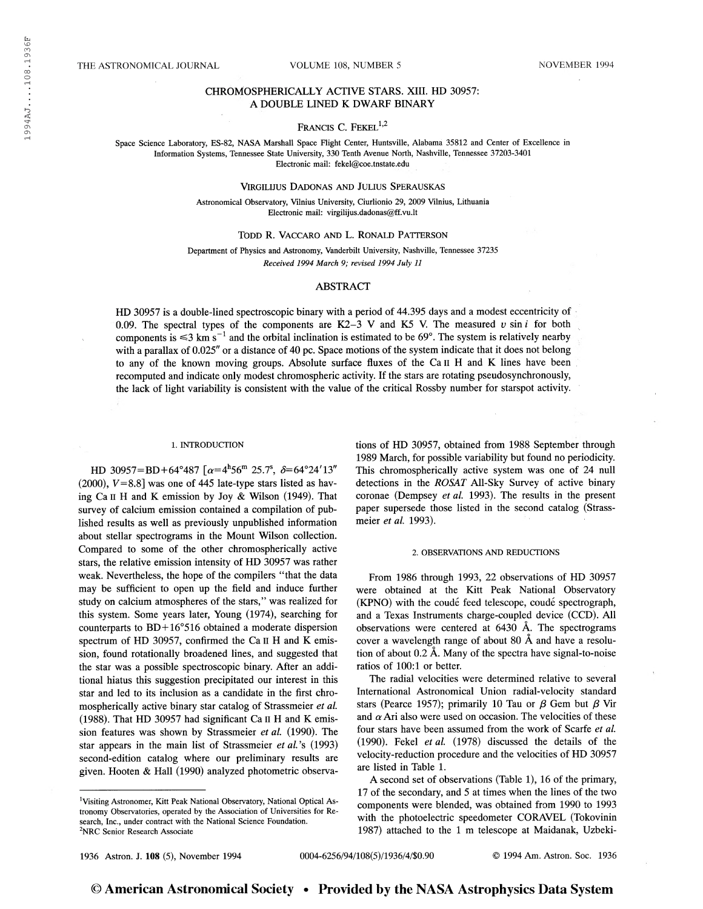# CHROMOSPHERICALLY ACTIVE STARS. XIII. HD 30957: A DOUBLE LINED K DWARF BINARY

FRANCIS C. FEKEL[1,2]

Space Science Laboratory, ES-82, NASA Marshall Space Flight Center, Huntsville, Alabama 35812 and Center of Excellence in Information Systems, Tennessee State University, 330 Tenth Avenue North, Nashville, Tennessee 37203-3401
Electronic mail: fekel@coe.tnstate.edu

VIRGILIJUS DADONAS AND JULIUS SPERAUSKAS

Astronomical Observatory, Vilnius University, Ciurlionio 29, 2009 Vilnius, Lithuania
Electronic mail: virgilijus.dadonas@ff.vu.lt

TODD R. VACCARO AND L. RONALD PATTERSON

Department of Physics and Astronomy, Vanderbilt University, Nashville, Tennessee 37235
*Received 1994 March 9; revised 1994 July 11*

## ABSTRACT

HD 30957 is a double-lined spectroscopic binary with a period of 44.395 days and a modest eccentricity of 0.09. The spectral types of the components are K2–3 V and K5 V. The measured $v \sin i$ for both components is $\leqslant 3$ km s$^{-1}$ and the orbital inclination is estimated to be 69°. The system is relatively nearby with a parallax of 0.025″ or a distance of 40 pc. Space motions of the system indicate that it does not belong to any of the known moving groups. Absolute surface fluxes of the Ca II H and K lines have been recomputed and indicate only modest chromospheric activity. If the stars are rotating pseudosynchronously, the lack of light variability is consistent with the value of the critical Rossby number for starspot activity.

## 1. INTRODUCTION

HD 30957=BD+64°487 [$\alpha$=4$^h$56$^m$ 25.7$^s$, $\delta$=64°24′13″ (2000), $V$=8.8] was one of 445 late-type stars listed as having Ca II H and K emission by Joy & Wilson (1949). That survey of calcium emission contained a compilation of published results as well as previously unpublished information about stellar spectrograms in the Mount Wilson collection. Compared to some of the other chromospherically active stars, the relative emission intensity of HD 30957 was rather weak. Nevertheless, the hope of the compilers "that the data may be sufficient to open up the field and induce further study on calcium atmospheres of the stars," was realized for this system. Some years later, Young (1974), searching for counterparts to BD+16°516 obtained a moderate dispersion spectrum of HD 30957, confirmed the Ca II H and K emission, found rotationally broadened lines, and suggested that the star was a possible spectroscopic binary. After an additional hiatus this suggestion precipitated our interest in this star and led to its inclusion as a candidate in the first chromospherically active binary star catalog of Strassmeier *et al.* (1988). That HD 30957 had significant Ca II H and K emission features was shown by Strassmeier *et al.* (1990). The star appears in the main list of Strassmeier *et al.*'s (1993) second-edition catalog where our preliminary results are given. Hooten & Hall (1990) analyzed photometric observations of HD 30957, obtained from 1988 September through 1989 March, for possible variability but found no periodicity. This chromospherically active system was one of 24 null detections in the *ROSAT* All-Sky Survey of active binary coronae (Dempsey *et al.* 1993). The results in the present paper supersede those listed in the second catalog (Strassmeier *et al.* 1993).

## 2. OBSERVATIONS AND REDUCTIONS

From 1986 through 1993, 22 observations of HD 30957 were obtained at the Kitt Peak National Observatory (KPNO) with the coudé feed telescope, coudé spectrograph, and a Texas Instruments charge-coupled device (CCD). All observations were centered at 6430 Å. The spectrograms cover a wavelength range of about 80 Å and have a resolution of about 0.2 Å. Many of the spectra have signal-to-noise ratios of 100:1 or better.

The radial velocities were determined relative to several International Astronomical Union radial-velocity standard stars (Pearce 1957); primarily 10 Tau or $\beta$ Gem but $\beta$ Vir and $\alpha$ Ari also were used on occasion. The velocities of these four stars have been assumed from the work of Scarfe *et al.* (1990). Fekel *et al.* (1978) discussed the details of the velocity-reduction procedure and the velocities of HD 30957 are listed in Table 1.

A second set of observations (Table 1), 16 of the primary, 17 of the secondary, and 5 at times when the lines of the two components were blended, was obtained from 1990 to 1993 with the photoelectric speedometer CORAVEL (Tokovinin 1987) attached to the 1 m telescope at Maidanak, Uzbeki-

[1] Visiting Astronomer, Kitt Peak National Observatory, National Optical Astronomy Observatories, operated by the Association of Universities for Research, Inc., under contract with the National Science Foundation.

[2] NRC Senior Research Associate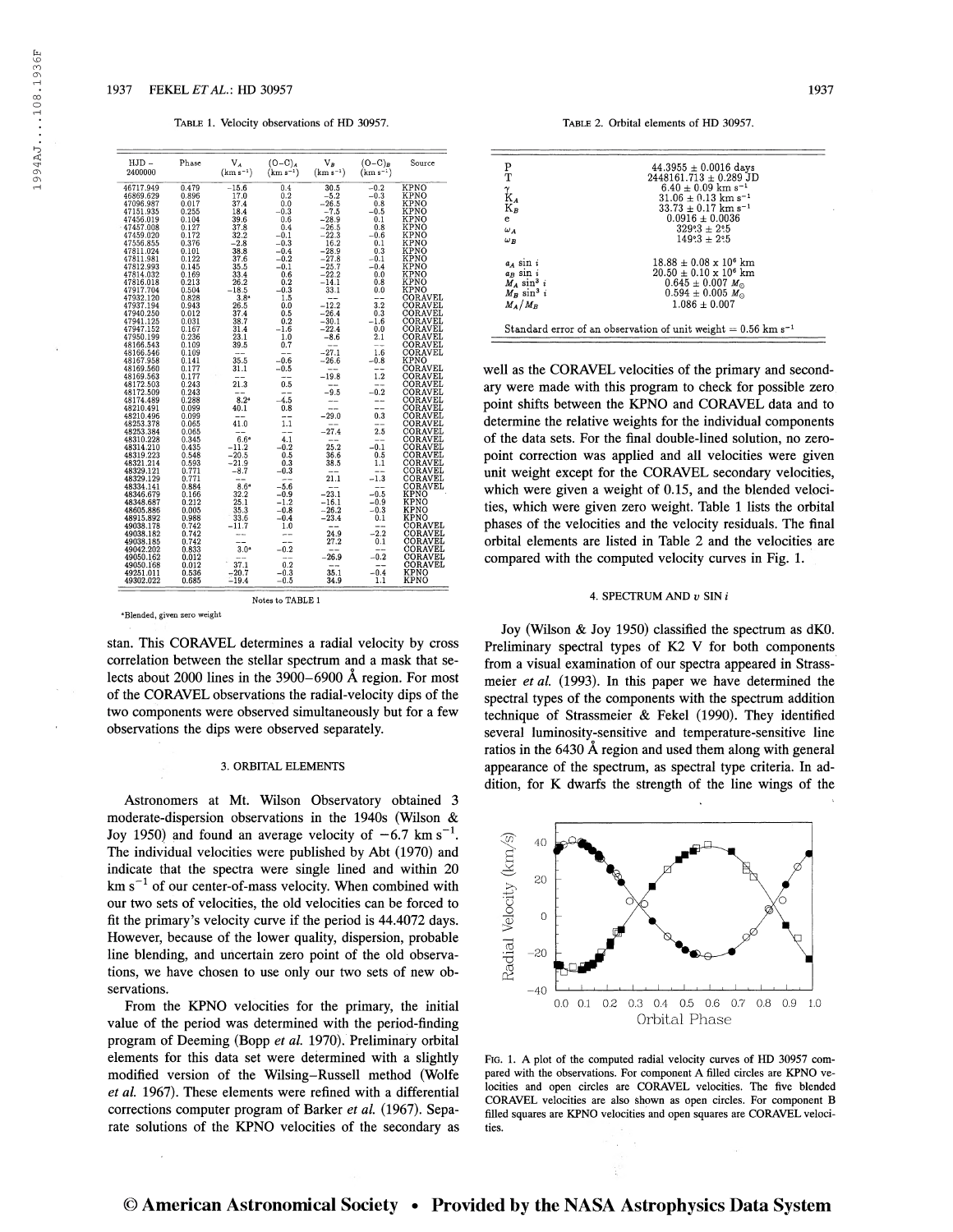TABLE 1. Velocity observations of HD 30957.

| HJD − 2400000 | Phase | $V_A$ (km s$^{-1}$) | $(O-C)_A$ (km s$^{-1}$) | $V_B$ (km s$^{-1}$) | $(O-C)_B$ (km s$^{-1}$) | Source |
|---|---|---|---|---|---|---|
| 46717.949 | 0.479 | −15.6 | 0.4 | 30.5 | −0.2 | KPNO |
| 46869.629 | 0.896 | 17.0 | 0.2 | −5.2 | −0.3 | KPNO |
| 47096.987 | 0.017 | 37.4 | 0.0 | −26.5 | 0.8 | KPNO |
| 47151.935 | 0.255 | 18.4 | −0.3 | −7.5 | −0.5 | KPNO |
| 47456.019 | 0.104 | 39.6 | 0.6 | −28.9 | 0.1 | KPNO |
| 47457.008 | 0.127 | 37.8 | 0.4 | −26.5 | 0.8 | KPNO |
| 47459.020 | 0.172 | 32.2 | −0.1 | −22.3 | −0.6 | KPNO |
| 47556.855 | 0.376 | −2.8 | −0.3 | 16.2 | 0.1 | KPNO |
| 47811.024 | 0.101 | 38.8 | −0.4 | −28.9 | 0.3 | KPNO |
| 47811.981 | 0.122 | 37.6 | −0.2 | −27.8 | −0.1 | KPNO |
| 47812.993 | 0.145 | 35.5 | −0.1 | −25.7 | −0.4 | KPNO |
| 47814.032 | 0.169 | 33.4 | 0.6 | −22.2 | 0.0 | KPNO |
| 47816.018 | 0.213 | 26.2 | 0.2 | −14.1 | 0.8 | KPNO |
| 47917.704 | 0.504 | −18.5 | −0.3 | 33.1 | 0.0 | KPNO |
| 47932.120 | 0.828 | 3.8[a] | 1.5 | --- | --- | CORAVEL |
| 47937.194 | 0.943 | 26.5 | 0.0 | −12.2 | 3.2 | CORAVEL |
| 47940.250 | 0.012 | 37.4 | 0.5 | −26.4 | 0.3 | CORAVEL |
| 47941.125 | 0.031 | 38.7 | 0.2 | −30.1 | −1.6 | CORAVEL |
| 47947.152 | 0.167 | 31.4 | −1.6 | −22.4 | 0.0 | CORAVEL |
| 47950.199 | 0.236 | 23.1 | 1.0 | −8.6 | 2.1 | CORAVEL |
| 48166.543 | 0.109 | 39.5 | 0.7 | --- | --- | CORAVEL |
| 48166.546 | 0.109 | --- | --- | −27.1 | 1.6 | CORAVEL |
| 48167.958 | 0.141 | 35.5 | −0.6 | −26.6 | −0.8 | KPNO |
| 48169.560 | 0.177 | 31.1 | −0.5 | --- | --- | CORAVEL |
| 48169.563 | 0.177 | --- | --- | −19.8 | 1.2 | CORAVEL |
| 48172.503 | 0.243 | 21.3 | 0.5 | --- | --- | CORAVEL |
| 48172.509 | 0.243 | --- | --- | −9.5 | −0.2 | CORAVEL |
| 48174.489 | 0.288 | 8.2[a] | −4.5 | --- | --- | CORAVEL |
| 48210.491 | 0.099 | 40.1 | 0.8 | --- | --- | CORAVEL |
| 48210.496 | 0.099 | --- | --- | −29.0 | 0.3 | CORAVEL |
| 48253.378 | 0.065 | 41.0 | 1.1 | --- | --- | CORAVEL |
| 48253.384 | 0.065 | --- | --- | −27.4 | 2.5 | CORAVEL |
| 48310.228 | 0.345 | 6.6[a] | 4.1 | --- | --- | CORAVEL |
| 48314.210 | 0.435 | −11.2 | −0.2 | 25.2 | −0.1 | CORAVEL |
| 48319.223 | 0.548 | −20.5 | 0.5 | 36.6 | 0.5 | CORAVEL |
| 48321.214 | 0.593 | −21.9 | 0.3 | 38.5 | 1.1 | CORAVEL |
| 48329.121 | 0.771 | −8.7 | −0.3 | --- | --- | CORAVEL |
| 48329.129 | 0.771 | --- | --- | 21.1 | −1.3 | CORAVEL |
| 48334.141 | 0.884 | 8.6[a] | −5.6 | --- | --- | CORAVEL |
| 48346.679 | 0.166 | 32.2 | −0.9 | −23.1 | −0.5 | KPNO |
| 48348.687 | 0.212 | 25.1 | −1.2 | −16.1 | −0.9 | KPNO |
| 48605.886 | 0.005 | 35.3 | −0.8 | −26.2 | −0.3 | KPNO |
| 48915.892 | 0.988 | 33.6 | −0.4 | −23.4 | 0.1 | KPNO |
| 49038.178 | 0.742 | −11.7 | 1.0 | --- | --- | CORAVEL |
| 49038.182 | 0.742 | --- | --- | 24.9 | −2.2 | CORAVEL |
| 49038.185 | 0.742 | --- | --- | 27.2 | 0.1 | CORAVEL |
| 49042.202 | 0.833 | 3.0[a] | −0.2 | --- | --- | CORAVEL |
| 49050.162 | 0.012 | --- | --- | −26.9 | −0.2 | CORAVEL |
| 49050.168 | 0.012 | 37.1 | 0.2 | --- | --- | CORAVEL |
| 49251.011 | 0.536 | −20.7 | −0.3 | 35.1 | −0.4 | KPNO |
| 49302.022 | 0.685 | −19.4 | −0.5 | 34.9 | 1.1 | KPNO |

Notes to TABLE 1

[a]Blended, given zero weight

stan. This CORAVEL determines a radial velocity by cross correlation between the stellar spectrum and a mask that selects about 2000 lines in the 3900–6900 Å region. For most of the CORAVEL observations the radial-velocity dips of the two components were observed simultaneously but for a few observations the dips were observed separately.

## 3. ORBITAL ELEMENTS

Astronomers at Mt. Wilson Observatory obtained 3 moderate-dispersion observations in the 1940s (Wilson & Joy 1950) and found an average velocity of −6.7 km s$^{-1}$. The individual velocities were published by Abt (1970) and indicate that the spectra were single lined and within 20 km s$^{-1}$ of our center-of-mass velocity. When combined with our two sets of velocities, the old velocities can be forced to fit the primary's velocity curve if the period is 44.4072 days. However, because of the lower quality, dispersion, probable line blending, and uncertain zero point of the old observations, we have chosen to use only our two sets of new observations.

From the KPNO velocities for the primary, the initial value of the period was determined with the period-finding program of Deeming (Bopp *et al.* 1970). Preliminary orbital elements for this data set were determined with a slightly modified version of the Wilsing–Russell method (Wolfe *et al.* 1967). These elements were refined with a differential corrections computer program of Barker *et al.* (1967). Separate solutions of the KPNO velocities of the secondary as well as the CORAVEL velocities of the primary and secondary were made with this program to check for possible zero point shifts between the KPNO and CORAVEL data and to determine the relative weights for the individual components of the data sets. For the final double-lined solution, no zero-point correction was applied and all velocities were given unit weight except for the CORAVEL secondary velocities, which were given a weight of 0.15, and the blended velocities, which were given zero weight. Table 1 lists the orbital phases of the velocities and the velocity residuals. The final orbital elements are listed in Table 2 and the velocities are compared with the computed velocity curves in Fig. 1.

TABLE 2. Orbital elements of HD 30957.

| Element | Value |
|---|---|
| $P$ | 44.3955 ± 0.0016 days |
| $T$ | 2448161.713 ± 0.289 JD |
| $\gamma$ | 6.40 ± 0.09 km s$^{-1}$ |
| $K_A$ | 31.06 ± 0.13 km s$^{-1}$ |
| $K_B$ | 33.73 ± 0.17 km s$^{-1}$ |
| $e$ | 0.0916 ± 0.0036 |
| $\omega_A$ | 329°3 ± 2°5 |
| $\omega_B$ | 149°3 ± 2°5 |
| $a_A \sin i$ | 18.88 ± 0.08 x 10$^6$ km |
| $a_B \sin i$ | 20.50 ± 0.10 x 10$^6$ km |
| $M_A \sin^3 i$ | 0.645 ± 0.007 $M_\odot$ |
| $M_B \sin^3 i$ | 0.594 ± 0.005 $M_\odot$ |
| $M_A/M_B$ | 1.086 ± 0.007 |

Standard error of an observation of unit weight = 0.56 km s$^{-1}$

## 4. SPECTRUM AND $v \sin i$

Joy (Wilson & Joy 1950) classified the spectrum as dK0. Preliminary spectral types of K2 V for both components from a visual examination of our spectra appeared in Strassmeier *et al.* (1993). In this paper we have determined the spectral types of the components with the spectrum addition technique of Strassmeier & Fekel (1990). They identified several luminosity-sensitive and temperature-sensitive line ratios in the 6430 Å region and used them along with general appearance of the spectrum, as spectral type criteria. In addition, for K dwarfs the strength of the line wings of the

FIG. 1. A plot of the computed radial velocity curves of HD 30957 compared with the observations. For component A filled circles are KPNO velocities and open circles are CORAVEL velocities. The five blended CORAVEL velocities are also shown as open circles. For component B filled squares are KPNO velocities and open squares are CORAVEL velocities.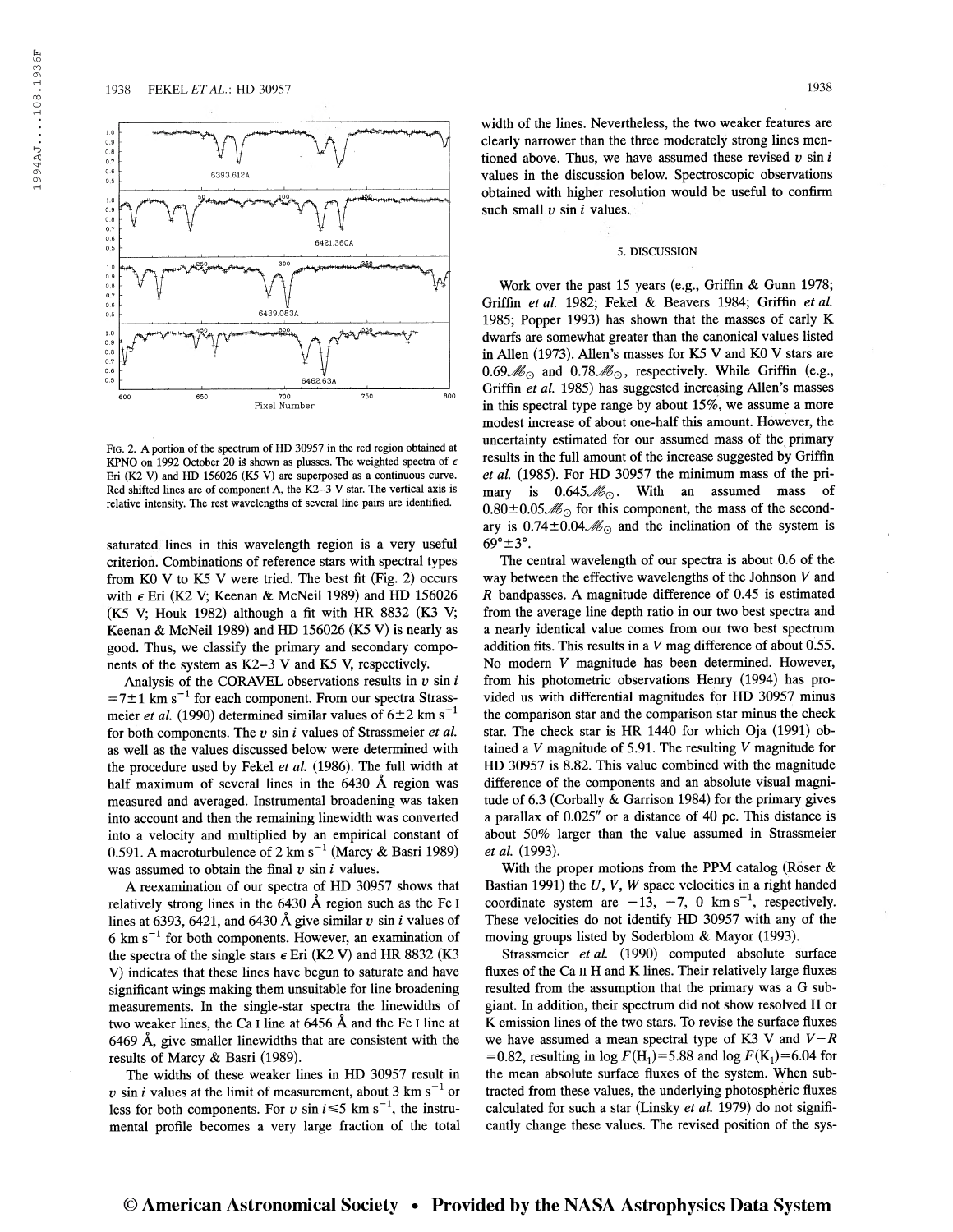FIG. 2. A portion of the spectrum of HD 30957 in the red region obtained at KPNO on 1992 October 20 is shown as plusses. The weighted spectra of $\epsilon$ Eri (K2 V) and HD 156026 (K5 V) are superposed as a continuous curve. Red shifted lines are of component A, the K2–3 V star. The vertical axis is relative intensity. The rest wavelengths of several line pairs are identified.

saturated lines in this wavelength region is a very useful criterion. Combinations of reference stars with spectral types from K0 V to K5 V were tried. The best fit (Fig. 2) occurs with $\epsilon$ Eri (K2 V; Keenan & McNeil 1989) and HD 156026 (K5 V; Houk 1982) although a fit with HR 8832 (K3 V; Keenan & McNeil 1989) and HD 156026 (K5 V) is nearly as good. Thus, we classify the primary and secondary components of the system as K2–3 V and K5 V, respectively.

Analysis of the CORAVEL observations results in $v \sin i = 7 \pm 1$ km s$^{-1}$ for each component. From our spectra Strassmeier *et al.* (1990) determined similar values of $6 \pm 2$ km s$^{-1}$ for both components. The $v \sin i$ values of Strassmeier *et al.* as well as the values discussed below were determined with the procedure used by Fekel *et al.* (1986). The full width at half maximum of several lines in the 6430 Å region was measured and averaged. Instrumental broadening was taken into account and then the remaining linewidth was converted into a velocity and multiplied by an empirical constant of 0.591. A macroturbulence of 2 km s$^{-1}$ (Marcy & Basri 1989) was assumed to obtain the final $v \sin i$ values.

A reexamination of our spectra of HD 30957 shows that relatively strong lines in the 6430 Å region such as the Fe I lines at 6393, 6421, and 6430 Å give similar $v \sin i$ values of 6 km s$^{-1}$ for both components. However, an examination of the spectra of the single stars $\epsilon$ Eri (K2 V) and HR 8832 (K3 V) indicates that these lines have begun to saturate and have significant wings making them unsuitable for line broadening measurements. In the single-star spectra the linewidths of two weaker lines, the Ca I line at 6456 Å and the Fe I line at 6469 Å, give smaller linewidths that are consistent with the results of Marcy & Basri (1989).

The widths of these weaker lines in HD 30957 result in $v \sin i$ values at the limit of measurement, about 3 km s$^{-1}$ or less for both components. For $v \sin i \leq 5$ km s$^{-1}$, the instrumental profile becomes a very large fraction of the total width of the lines. Nevertheless, the two weaker features are clearly narrower than the three moderately strong lines mentioned above. Thus, we have assumed these revised $v \sin i$ values in the discussion below. Spectroscopic observations obtained with higher resolution would be useful to confirm such small $v \sin i$ values.

## 5. DISCUSSION

Work over the past 15 years (e.g., Griffin & Gunn 1978; Griffin *et al.* 1982; Fekel & Beavers 1984; Griffin *et al.* 1985; Popper 1993) has shown that the masses of early K dwarfs are somewhat greater than the canonical values listed in Allen (1973). Allen's masses for K5 V and K0 V stars are $0.69 \mathcal{M}_\odot$ and $0.78 \mathcal{M}_\odot$, respectively. While Griffin (e.g., Griffin *et al.* 1985) has suggested increasing Allen's masses in this spectral type range by about 15%, we assume a more modest increase of about one-half this amount. However, the uncertainty estimated for our assumed mass of the primary results in the full amount of the increase suggested by Griffin *et al.* (1985). For HD 30957 the minimum mass of the primary is $0.645 \mathcal{M}_\odot$. With an assumed mass of $0.80 \pm 0.05 \mathcal{M}_\odot$ for this component, the mass of the secondary is $0.74 \pm 0.04 \mathcal{M}_\odot$ and the inclination of the system is $69° \pm 3°$.

The central wavelength of our spectra is about 0.6 of the way between the effective wavelengths of the Johnson $V$ and $R$ bandpasses. A magnitude difference of 0.45 is estimated from the average line depth ratio in our two best spectra and a nearly identical value comes from our two best spectrum addition fits. This results in a $V$ mag difference of about 0.55. No modern $V$ magnitude has been determined. However, from his photometric observations Henry (1994) has provided us with differential magnitudes for HD 30957 minus the comparison star and the comparison star minus the check star. The check star is HR 1440 for which Oja (1991) obtained a $V$ magnitude of 5.91. The resulting $V$ magnitude for HD 30957 is 8.82. This value combined with the magnitude difference of the components and an absolute visual magnitude of 6.3 (Corbally & Garrison 1984) for the primary gives a parallax of 0.025″ or a distance of 40 pc. This distance is about 50% larger than the value assumed in Strassmeier *et al.* (1993).

With the proper motions from the PPM catalog (Röser & Bastian 1991) the $U$, $V$, $W$ space velocities in a right handed coordinate system are $-13$, $-7$, 0 km s$^{-1}$, respectively. These velocities do not identify HD 30957 with any of the moving groups listed by Soderblom & Mayor (1993).

Strassmeier *et al.* (1990) computed absolute surface fluxes of the Ca II H and K lines. Their relatively large fluxes resulted from the assumption that the primary was a G subgiant. In addition, their spectrum did not show resolved H or K emission lines of the two stars. To revise the surface fluxes we have assumed a mean spectral type of K3 V and $V-R = 0.82$, resulting in $\log F(\mathrm{H_1}) = 5.88$ and $\log F(\mathrm{K_1}) = 6.04$ for the mean absolute surface fluxes of the system. When subtracted from these values, the underlying photospheric fluxes calculated for such a star (Linsky *et al.* 1979) do not significantly change these values. The revised position of the sys-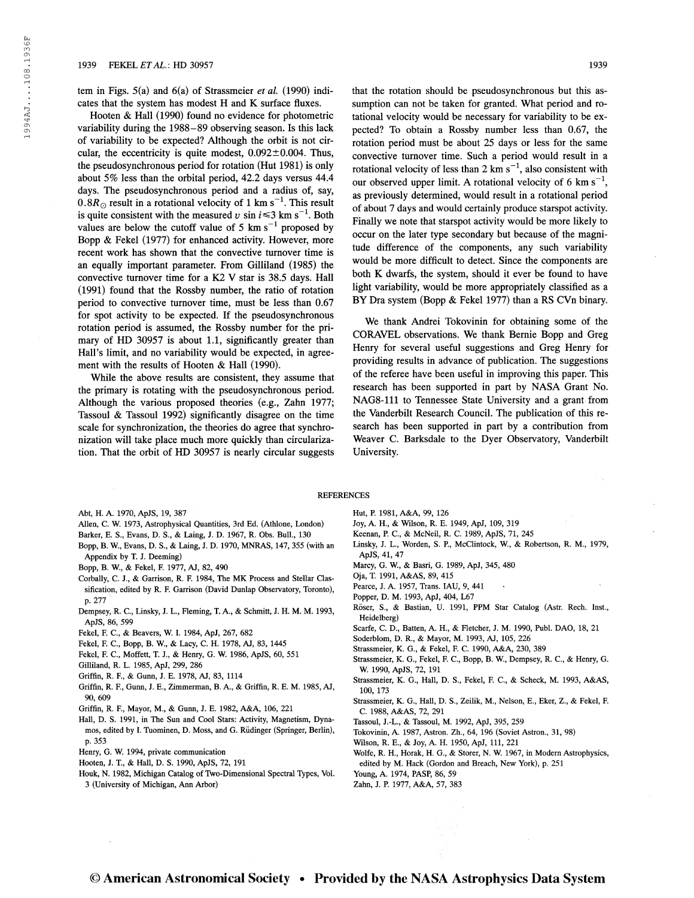tem in Figs. 5(a) and 6(a) of Strassmeier *et al.* (1990) indicates that the system has modest H and K surface fluxes.

Hooten & Hall (1990) found no evidence for photometric variability during the 1988–89 observing season. Is this lack of variability to be expected? Although the orbit is not circular, the eccentricity is quite modest, 0.092±0.004. Thus, the pseudosynchronous period for rotation (Hut 1981) is only about 5% less than the orbital period, 42.2 days versus 44.4 days. The pseudosynchronous period and a radius of, say, $0.8R_\odot$ result in a rotational velocity of 1 km s$^{-1}$. This result is quite consistent with the measured $v \sin i \leq 3$ km s$^{-1}$. Both values are below the cutoff value of 5 km s$^{-1}$ proposed by Bopp & Fekel (1977) for enhanced activity. However, more recent work has shown that the convective turnover time is an equally important parameter. From Gilliland (1985) the convective turnover time for a K2 V star is 38.5 days. Hall (1991) found that the Rossby number, the ratio of rotation period to convective turnover time, must be less than 0.67 for spot activity to be expected. If the pseudosynchronous rotation period is assumed, the Rossby number for the primary of HD 30957 is about 1.1, significantly greater than Hall's limit, and no variability would be expected, in agreement with the results of Hooten & Hall (1990).

While the above results are consistent, they assume that the primary is rotating with the pseudosynchronous period. Although the various proposed theories (e.g., Zahn 1977; Tassoul & Tassoul 1992) significantly disagree on the time scale for synchronization, the theories do agree that synchronization will take place much more quickly than circularization. That the orbit of HD 30957 is nearly circular suggests that the rotation should be pseudosynchronous but this assumption can not be taken for granted. What period and rotational velocity would be necessary for variability to be expected? To obtain a Rossby number less than 0.67, the rotation period must be about 25 days or less for the same convective turnover time. Such a period would result in a rotational velocity of less than 2 km s$^{-1}$, also consistent with our observed upper limit. A rotational velocity of 6 km s$^{-1}$, as previously determined, would result in a rotational period of about 7 days and would certainly produce starspot activity. Finally we note that starspot activity would be more likely to occur on the later type secondary but because of the magnitude difference of the components, any such variability would be more difficult to detect. Since the components are both K dwarfs, the system, should it ever be found to have light variability, would be more appropriately classified as a BY Dra system (Bopp & Fekel 1977) than a RS CVn binary.

We thank Andrei Tokovinin for obtaining some of the CORAVEL observations. We thank Bernie Bopp and Greg Henry for several useful suggestions and Greg Henry for providing results in advance of publication. The suggestions of the referee have been useful in improving this paper. This research has been supported in part by NASA Grant No. NAG8-111 to Tennessee State University and a grant from the Vanderbilt Research Council. The publication of this research has been supported in part by a contribution from Weaver C. Barksdale to the Dyer Observatory, Vanderbilt University.

## REFERENCES

Abt, H. A. 1970, ApJS, 19, 387

Allen, C. W. 1973, Astrophysical Quantities, 3rd Ed. (Athlone, London)

Barker, E. S., Evans, D. S., & Laing, J. D. 1967, R. Obs. Bull., 130

Bopp, B. W., Evans, D. S., & Laing, J. D. 1970, MNRAS, 147, 355 (with an Appendix by T. J. Deeming)

Bopp, B. W., & Fekel, F. 1977, AJ, 82, 490

Corbally, C. J., & Garrison, R. F. 1984, The MK Process and Stellar Classification, edited by R. F. Garrison (David Dunlap Observatory, Toronto), p. 277

Dempsey, R. C., Linsky, J. L., Fleming, T. A., & Schmitt, J. H. M. M. 1993, ApJS, 86, 599

Fekel, F. C., & Beavers, W. I. 1984, ApJ, 267, 682

Fekel, F. C., Bopp, B. W., & Lacy, C. H. 1978, AJ, 83, 1445

Fekel, F. C., Moffett, T. J., & Henry, G. W. 1986, ApJS, 60, 551

Gilliland, R. L. 1985, ApJ, 299, 286

Griffin, R. F., & Gunn, J. E. 1978, AJ, 83, 1114

Griffin, R. F., Gunn, J. E., Zimmerman, B. A., & Griffin, R. E. M. 1985, AJ, 90, 609

Griffin, R. F., Mayor, M., & Gunn, J. E. 1982, A&A, 106, 221

Hall, D. S. 1991, in The Sun and Cool Stars: Activity, Magnetism, Dynamos, edited by I. Tuominen, D. Moss, and G. Rüdinger (Springer, Berlin), p. 353

Henry, G. W. 1994, private communication

Hooten, J. T., & Hall, D. S. 1990, ApJS, 72, 191

Houk, N. 1982, Michigan Catalog of Two-Dimensional Spectral Types, Vol. 3 (University of Michigan, Ann Arbor)

Hut, P. 1981, A&A, 99, 126

Joy, A. H., & Wilson, R. E. 1949, ApJ, 109, 319

Keenan, P. C., & McNeil, R. C. 1989, ApJS, 71, 245

Linsky, J. L., Worden, S. P., McClintock, W., & Robertson, R. M., 1979, ApJS, 41, 47

Marcy, G. W., & Basri, G. 1989, ApJ, 345, 480

Oja, T. 1991, A&AS, 89, 415

Pearce, J. A. 1957, Trans. IAU, 9, 441

Popper, D. M. 1993, ApJ, 404, L67

Röser, S., & Bastian, U. 1991, PPM Star Catalog (Astr. Rech. Inst., Heidelberg)

Scarfe, C. D., Batten, A. H., & Fletcher, J. M. 1990, Publ. DAO, 18, 21

Soderblom, D. R., & Mayor, M. 1993, AJ, 105, 226

Strassmeier, K. G., & Fekel, F. C. 1990, A&A, 230, 389

Strassmeier, K. G., Fekel, F. C., Bopp, B. W., Dempsey, R. C., & Henry, G. W. 1990, ApJS, 72, 191

Strassmeier, K. G., Hall, D. S., Fekel, F. C., & Scheck, M. 1993, A&AS, 100, 173

Strassmeier, K. G., Hall, D. S., Zeilik, M., Nelson, E., Eker, Z., & Fekel, F. C. 1988, A&AS, 72, 291

Tassoul, J.-L., & Tassoul, M. 1992, ApJ, 395, 259

Tokovinin, A. 1987, Astron. Zh., 64, 196 (Soviet Astron., 31, 98)

Wilson, R. E., & Joy, A. H. 1950, ApJ, 111, 221

Wolfe, R. H., Horak, H. G., & Storer, N. W. 1967, in Modern Astrophysics, edited by M. Hack (Gordon and Breach, New York), p. 251

Young, A. 1974, PASP, 86, 59

Zahn, J. P. 1977, A&A, 57, 383